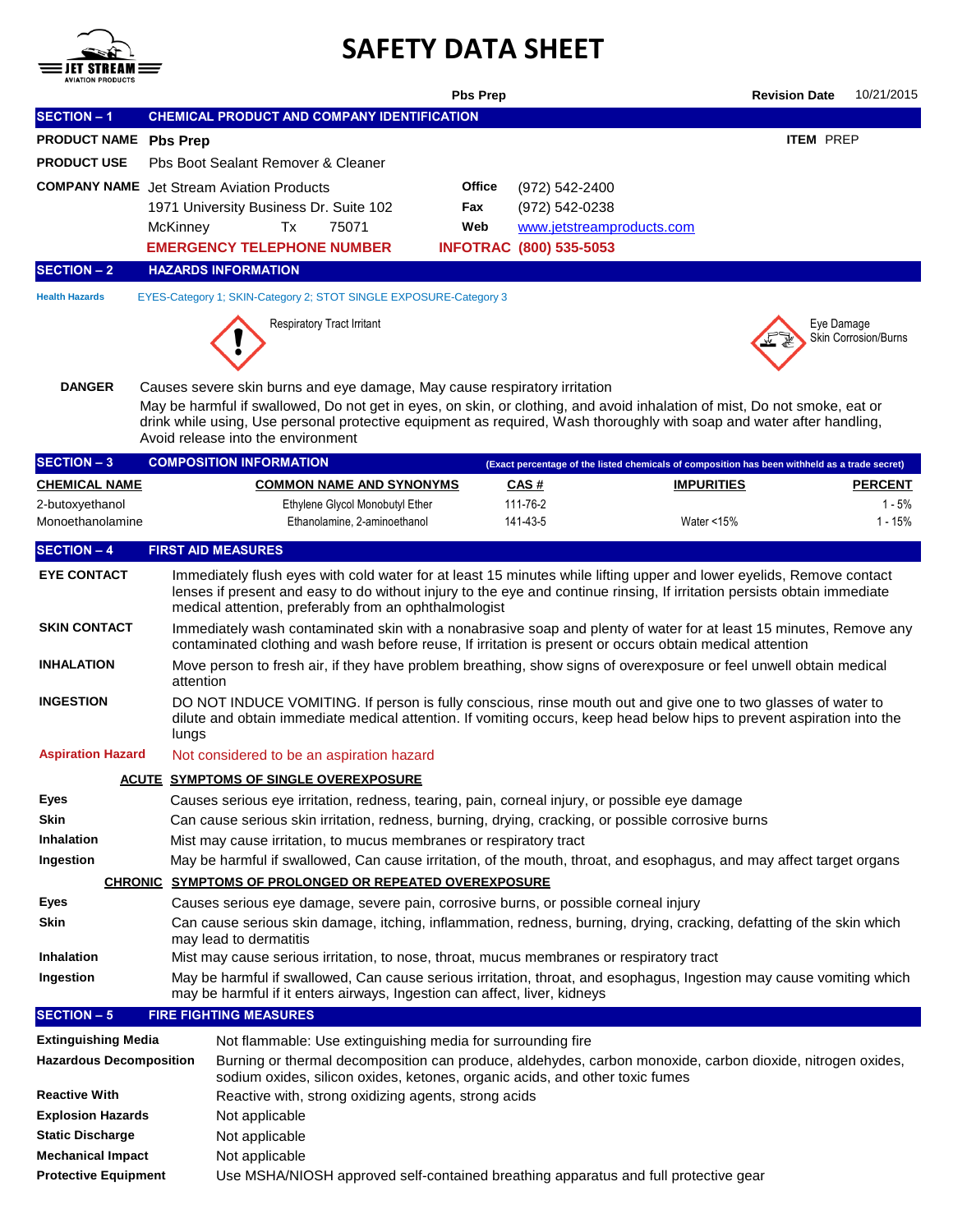# SAFETY DATA SHEET

**Pbs Prep** | **Revision Date** 10/21/2015

## SECTION – 1 CHEMICAL PRODUCT AND COMPANY IDENTIFICATION

**PRODUCT NAME** **Pbs Prep** — **ITEM** PREP

**PRODUCT USE** Pbs Boot Sealant Remover & Cleaner

**COMPANY NAME** Jet Stream Aviation Products
1971 University Business Dr. Suite 102
McKinney Tx 75071

**Office** (972) 542-2400
**Fax** (972) 542-0238
**Web** www.jetstreamproducts.com

**EMERGENCY TELEPHONE NUMBER** **INFOTRAC (800) 535-5053**

## SECTION – 2 HAZARDS INFORMATION

**Health Hazards** EYES-Category 1; SKIN-Category 2; STOT SINGLE EXPOSURE-Category 3

Respiratory Tract Irritant

Eye Damage
Skin Corrosion/Burns

**DANGER** Causes severe skin burns and eye damage, May cause respiratory irritation

May be harmful if swallowed, Do not get in eyes, on skin, or clothing, and avoid inhalation of mist, Do not smoke, eat or drink while using, Use personal protective equipment as required, Wash thoroughly with soap and water after handling, Avoid release into the environment

## SECTION – 3 COMPOSITION INFORMATION

(Exact percentage of the listed chemicals of composition has been withheld as a trade secret)

| CHEMICAL NAME | COMMON NAME AND SYNONYMS | CAS # | IMPURITIES | PERCENT |
|---|---|---|---|---|
| 2-butoxyethanol | Ethylene Glycol Monobutyl Ether | 111-76-2 | | 1 - 5% |
| Monoethanolamine | Ethanolamine, 2-aminoethanol | 141-43-5 | Water <15% | 1 - 15% |

## SECTION – 4 FIRST AID MEASURES

**EYE CONTACT** Immediately flush eyes with cold water for at least 15 minutes while lifting upper and lower eyelids, Remove contact lenses if present and easy to do without injury to the eye and continue rinsing, If irritation persists obtain immediate medical attention, preferably from an ophthalmologist

**SKIN CONTACT** Immediately wash contaminated skin with a nonabrasive soap and plenty of water for at least 15 minutes, Remove any contaminated clothing and wash before reuse, If irritation is present or occurs obtain medical attention

**INHALATION** Move person to fresh air, if they have problem breathing, show signs of overexposure or feel unwell obtain medical attention

**INGESTION** DO NOT INDUCE VOMITING. If person is fully conscious, rinse mouth out and give one to two glasses of water to dilute and obtain immediate medical attention. If vomiting occurs, keep head below hips to prevent aspiration into the lungs

**Aspiration Hazard** Not considered to be an aspiration hazard

### ACUTE SYMPTOMS OF SINGLE OVEREXPOSURE

**Eyes** Causes serious eye irritation, redness, tearing, pain, corneal injury, or possible eye damage

**Skin** Can cause serious skin irritation, redness, burning, drying, cracking, or possible corrosive burns

**Inhalation** Mist may cause irritation, to mucus membranes or respiratory tract

**Ingestion** May be harmful if swallowed, Can cause irritation, of the mouth, throat, and esophagus, and may affect target organs

### CHRONIC SYMPTOMS OF PROLONGED OR REPEATED OVEREXPOSURE

**Eyes** Causes serious eye damage, severe pain, corrosive burns, or possible corneal injury

**Skin** Can cause serious skin damage, itching, inflammation, redness, burning, drying, cracking, defatting of the skin which may lead to dermatitis

**Inhalation** Mist may cause serious irritation, to nose, throat, mucus membranes or respiratory tract

**Ingestion** May be harmful if swallowed, Can cause serious irritation, throat, and esophagus, Ingestion may cause vomiting which may be harmful if it enters airways, Ingestion can affect, liver, kidneys

## SECTION – 5 FIRE FIGHTING MEASURES

**Extinguishing Media** Not flammable: Use extinguishing media for surrounding fire

**Hazardous Decomposition** Burning or thermal decomposition can produce, aldehydes, carbon monoxide, carbon dioxide, nitrogen oxides, sodium oxides, silicon oxides, ketones, organic acids, and other toxic fumes

**Reactive With** Reactive with, strong oxidizing agents, strong acids

**Explosion Hazards** Not applicable

**Static Discharge** Not applicable

**Mechanical Impact** Not applicable

**Protective Equipment** Use MSHA/NIOSH approved self-contained breathing apparatus and full protective gear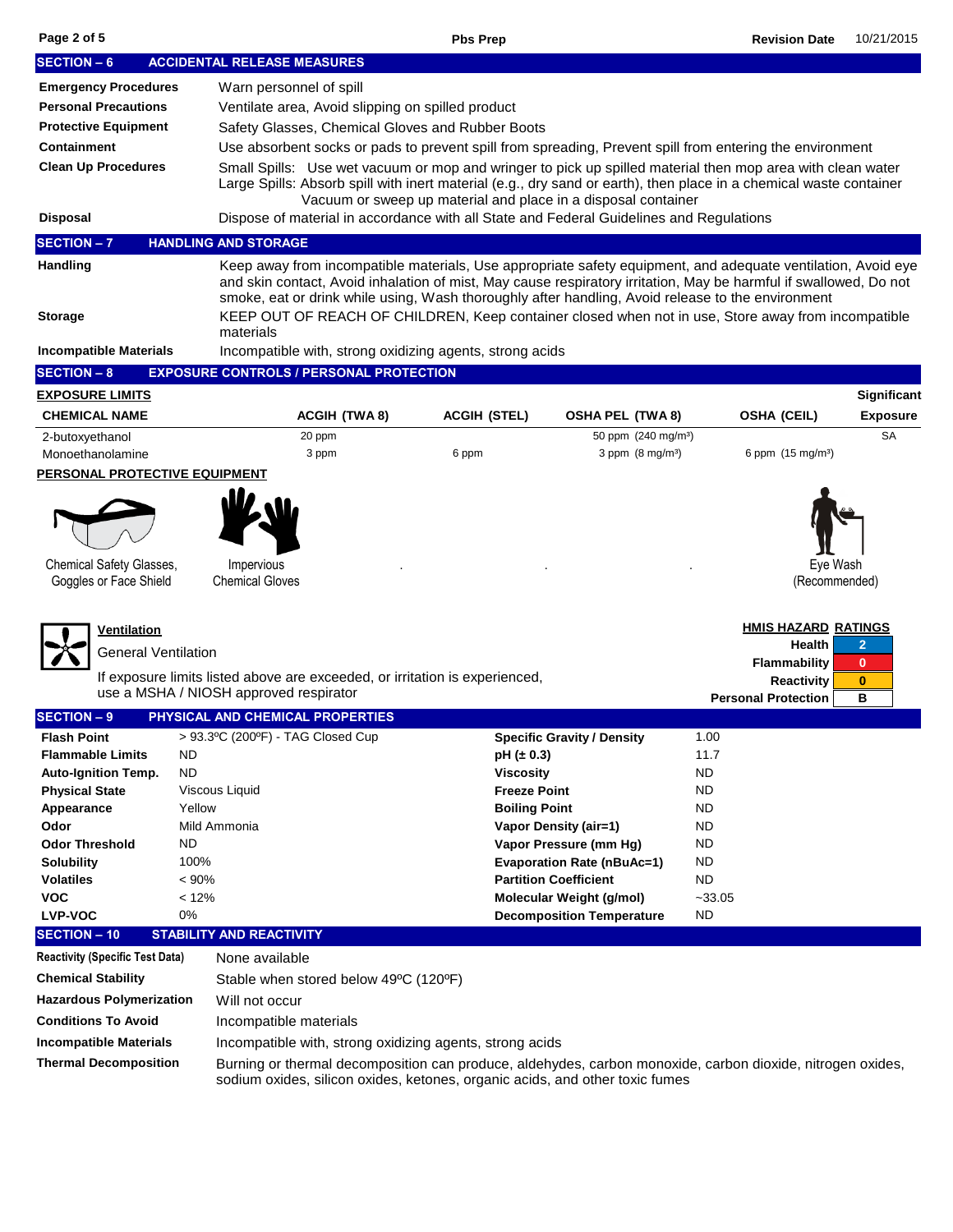## SECTION – 6 ACCIDENTAL RELEASE MEASURES

| | |
|---|---|
| **Emergency Procedures** | Warn personnel of spill |
| **Personal Precautions** | Ventilate area, Avoid slipping on spilled product |
| **Protective Equipment** | Safety Glasses, Chemical Gloves and Rubber Boots |
| **Containment** | Use absorbent socks or pads to prevent spill from spreading, Prevent spill from entering the environment |
| **Clean Up Procedures** | Small Spills: Use wet vacuum or mop and wringer to pick up spilled material then mop area with clean water<br>Large Spills: Absorb spill with inert material (e.g., dry sand or earth), then place in a chemical waste container<br>Vacuum or sweep up material and place in a disposal container |
| **Disposal** | Dispose of material in accordance with all State and Federal Guidelines and Regulations |

## SECTION – 7 HANDLING AND STORAGE

| | |
|---|---|
| **Handling** | Keep away from incompatible materials, Use appropriate safety equipment, and adequate ventilation, Avoid eye and skin contact, Avoid inhalation of mist, May cause respiratory irritation, May be harmful if swallowed, Do not smoke, eat or drink while using, Wash thoroughly after handling, Avoid release to the environment |
| **Storage** | KEEP OUT OF REACH OF CHILDREN, Keep container closed when not in use, Store away from incompatible materials |
| **Incompatible Materials** | Incompatible with, strong oxidizing agents, strong acids |

## SECTION – 8 EXPOSURE CONTROLS / PERSONAL PROTECTION

**EXPOSURE LIMITS**

| CHEMICAL NAME | ACGIH (TWA 8) | ACGIH (STEL) | OSHA PEL (TWA 8) | OSHA (CEIL) | Significant Exposure |
|---|---|---|---|---|---|
| 2-butoxyethanol | 20 ppm | | 50 ppm (240 mg/m³) | | SA |
| Monoethanolamine | 3 ppm | 6 ppm | 3 ppm (8 mg/m³) | 6 ppm (15 mg/m³) | |

**PERSONAL PROTECTIVE EQUIPMENT**

Chemical Safety Glasses, Goggles or Face Shield

Impervious Chemical Gloves

Eye Wash (Recommended)

**Ventilation**

General Ventilation

If exposure limits listed above are exceeded, or irritation is experienced, use a MSHA / NIOSH approved respirator

**HMIS HAZARD RATINGS**

| | |
|---|---|
| Health | 2 |
| Flammability | 0 |
| Reactivity | 0 |
| Personal Protection | B |

## SECTION – 9 PHYSICAL AND CHEMICAL PROPERTIES

| | | | |
|---|---|---|---|
| **Flash Point** | > 93.3ºC (200ºF) - TAG Closed Cup | **Specific Gravity / Density** | 1.00 |
| **Flammable Limits** | ND | **pH (± 0.3)** | 11.7 |
| **Auto-Ignition Temp.** | ND | **Viscosity** | ND |
| **Physical State** | Viscous Liquid | **Freeze Point** | ND |
| **Appearance** | Yellow | **Boiling Point** | ND |
| **Odor** | Mild Ammonia | **Vapor Density (air=1)** | ND |
| **Odor Threshold** | ND | **Vapor Pressure (mm Hg)** | ND |
| **Solubility** | 100% | **Evaporation Rate (nBuAc=1)** | ND |
| **Volatiles** | < 90% | **Partition Coefficient** | ND |
| **VOC** | < 12% | **Molecular Weight (g/mol)** | ~33.05 |
| **LVP-VOC** | 0% | **Decomposition Temperature** | ND |

## SECTION – 10 STABILITY AND REACTIVITY

| | |
|---|---|
| **Reactivity (Specific Test Data)** | None available |
| **Chemical Stability** | Stable when stored below 49ºC (120ºF) |
| **Hazardous Polymerization** | Will not occur |
| **Conditions To Avoid** | Incompatible materials |
| **Incompatible Materials** | Incompatible with, strong oxidizing agents, strong acids |
| **Thermal Decomposition** | Burning or thermal decomposition can produce, aldehydes, carbon monoxide, carbon dioxide, nitrogen oxides, sodium oxides, silicon oxides, ketones, organic acids, and other toxic fumes |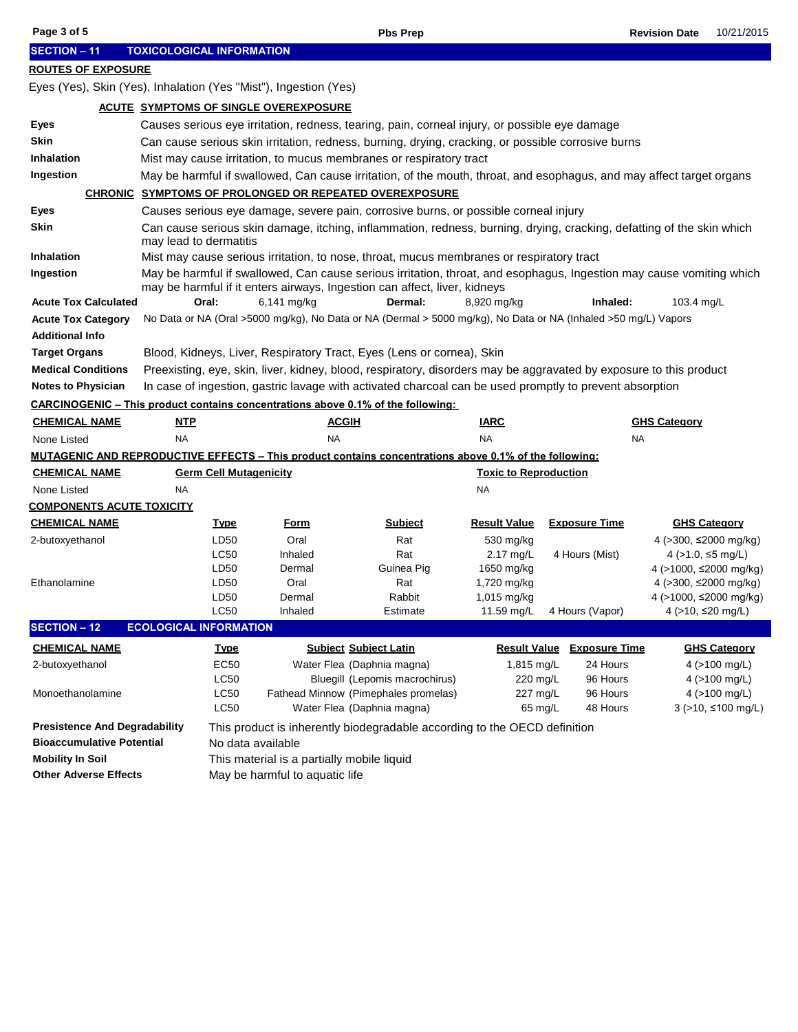## SECTION – 11 TOXICOLOGICAL INFORMATION

**ROUTES OF EXPOSURE**

Eyes (Yes), Skin (Yes), Inhalation (Yes "Mist"), Ingestion (Yes)

**ACUTE SYMPTOMS OF SINGLE OVEREXPOSURE**

| | |
|---|---|
| **Eyes** | Causes serious eye irritation, redness, tearing, pain, corneal injury, or possible eye damage |
| **Skin** | Can cause serious skin irritation, redness, burning, drying, cracking, or possible corrosive burns |
| **Inhalation** | Mist may cause irritation, to mucus membranes or respiratory tract |
| **Ingestion** | May be harmful if swallowed, Can cause irritation, of the mouth, throat, and esophagus, and may affect target organs |

**CHRONIC SYMPTOMS OF PROLONGED OR REPEATED OVEREXPOSURE**

| | |
|---|---|
| **Eyes** | Causes serious eye damage, severe pain, corrosive burns, or possible corneal injury |
| **Skin** | Can cause serious skin damage, itching, inflammation, redness, burning, drying, cracking, defatting of the skin which may lead to dermatitis |
| **Inhalation** | Mist may cause serious irritation, to nose, throat, mucus membranes or respiratory tract |
| **Ingestion** | May be harmful if swallowed, Can cause serious irritation, throat, and esophagus, Ingestion may cause vomiting which may be harmful if it enters airways, Ingestion can affect, liver, kidneys |

**Acute Tox Calculated** Oral: 6,141 mg/kg Dermal: 8,920 mg/kg Inhaled: 103.4 mg/L

**Acute Tox Category** No Data or NA (Oral >5000 mg/kg), No Data or NA (Dermal > 5000 mg/kg), No Data or NA (Inhaled >50 mg/L) Vapors

**Additional Info**

**Target Organs** Blood, Kidneys, Liver, Respiratory Tract, Eyes (Lens or cornea), Skin

**Medical Conditions** Preexisting, eye, skin, liver, kidney, blood, respiratory, disorders may be aggravated by exposure to this product

**Notes to Physician** In case of ingestion, gastric lavage with activated charcoal can be used promptly to prevent absorption

**CARCINOGENIC – This product contains concentrations above 0.1% of the following:**

| CHEMICAL NAME | NTP | ACGIH | IARC | GHS Category |
|---|---|---|---|---|
| None Listed | NA | NA | NA | NA |

**MUTAGENIC AND REPRODUCTIVE EFFECTS – This product contains concentrations above 0.1% of the following:**

| CHEMICAL NAME | Germ Cell Mutagenicity | Toxic to Reproduction |
|---|---|---|
| None Listed | NA | NA |

**COMPONENTS ACUTE TOXICITY**

| CHEMICAL NAME | Type | Form | Subject | Result Value | Exposure Time | GHS Category |
|---|---|---|---|---|---|---|
| 2-butoxyethanol | LD50 | Oral | Rat | 530 mg/kg | | 4 (>300, ≤2000 mg/kg) |
| | LC50 | Inhaled | Rat | 2.17 mg/L | 4 Hours (Mist) | 4 (>1.0, ≤5 mg/L) |
| | LD50 | Dermal | Guinea Pig | 1650 mg/kg | | 4 (>1000, ≤2000 mg/kg) |
| Ethanolamine | LD50 | Oral | Rat | 1,720 mg/kg | | 4 (>300, ≤2000 mg/kg) |
| | LD50 | Dermal | Rabbit | 1,015 mg/kg | | 4 (>1000, ≤2000 mg/kg) |
| | LC50 | Inhaled | Estimate | 11.59 mg/L | 4 Hours (Vapor) | 4 (>10, ≤20 mg/L) |

## SECTION – 12 ECOLOGICAL INFORMATION

| CHEMICAL NAME | Type | Subject Subject Latin | Result Value | Exposure Time | GHS Category |
|---|---|---|---|---|---|
| 2-butoxyethanol | EC50 | Water Flea (Daphnia magna) | 1,815 mg/L | 24 Hours | 4 (>100 mg/L) |
| | LC50 | Bluegill (Lepomis macrochirus) | 220 mg/L | 96 Hours | 4 (>100 mg/L) |
| Monoethanolamine | LC50 | Fathead Minnow (Pimephales promelas) | 227 mg/L | 96 Hours | 4 (>100 mg/L) |
| | LC50 | Water Flea (Daphnia magna) | 65 mg/L | 48 Hours | 3 (>10, ≤100 mg/L) |

**Presistence And Degradability** This product is inherently biodegradable according to the OECD definition

**Bioaccumulative Potential** No data available

**Mobility In Soil** This material is a partially mobile liquid

**Other Adverse Effects** May be harmful to aquatic life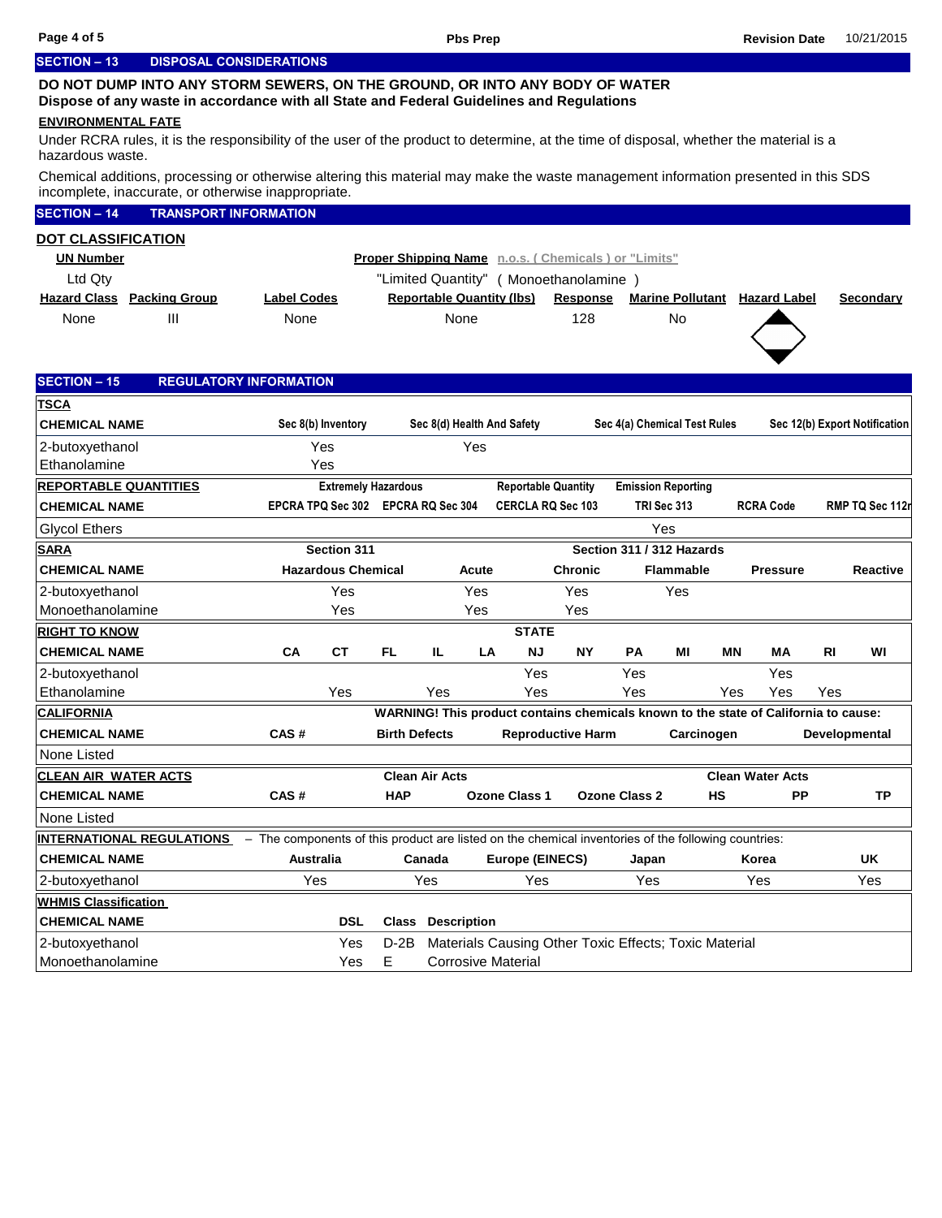## SECTION – 13 DISPOSAL CONSIDERATIONS

**DO NOT DUMP INTO ANY STORM SEWERS, ON THE GROUND, OR INTO ANY BODY OF WATER**
**Dispose of any waste in accordance with all State and Federal Guidelines and Regulations**

**ENVIRONMENTAL FATE**

Under RCRA rules, it is the responsibility of the user of the product to determine, at the time of disposal, whether the material is a hazardous waste.

Chemical additions, processing or otherwise altering this material may make the waste management information presented in this SDS incomplete, inaccurate, or otherwise inappropriate.

## SECTION – 14 TRANSPORT INFORMATION

**DOT CLASSIFICATION**

| UN Number | | | Proper Shipping Name n.o.s. ( Chemicals ) or "Limits" | | | | |
|---|---|---|---|---|---|---|---|
| Ltd Qty | | | "Limited Quantity" ( Monoethanolamine ) | | | | |
| **Hazard Class** | **Packing Group** | **Label Codes** | **Reportable Quantity (lbs)** | **Response** | **Marine Pollutant** | **Hazard Label** | **Secondary** |
| None | III | None | None | 128 | No | | |

## SECTION – 15 REGULATORY INFORMATION

**TSCA**

| CHEMICAL NAME | Sec 8(b) Inventory | Sec 8(d) Health And Safety | Sec 4(a) Chemical Test Rules | Sec 12(b) Export Notification |
|---|---|---|---|---|
| 2-butoxyethanol | Yes | Yes | | |
| Ethanolamine | Yes | | | |

**REPORTABLE QUANTITIES**

| | Extremely Hazardous | | Reportable Quantity | Emission Reporting | | |
|---|---|---|---|---|---|---|
| **CHEMICAL NAME** | **EPCRA TPQ Sec 302** | **EPCRA RQ Sec 304** | **CERCLA RQ Sec 103** | **TRI Sec 313** | **RCRA Code** | **RMP TQ Sec 112r** |
| Glycol Ethers | | | | Yes | | |

**SARA**

| | Section 311 | Section 311 / 312 Hazards | | | | |
|---|---|---|---|---|---|---|
| **CHEMICAL NAME** | **Hazardous Chemical** | **Acute** | **Chronic** | **Flammable** | **Pressure** | **Reactive** |
| 2-butoxyethanol | Yes | Yes | Yes | Yes | | |
| Monoethanolamine | Yes | Yes | Yes | | | |

**RIGHT TO KNOW**

| CHEMICAL NAME | CA | CT | FL | IL | LA | NJ | NY | PA | MI | MN | MA | RI | WI |
|---|---|---|---|---|---|---|---|---|---|---|---|---|---|
| 2-butoxyethanol | | | | | | Yes | | Yes | | | Yes | | |
| Ethanolamine | | Yes | | Yes | | Yes | | Yes | | Yes | Yes | Yes | |

**CALIFORNIA**

WARNING! This product contains chemicals known to the state of California to cause:

| CHEMICAL NAME | CAS # | Birth Defects | Reproductive Harm | Carcinogen | Developmental |
|---|---|---|---|---|---|
| None Listed | | | | | |

**CLEAN AIR WATER ACTS**

| | | Clean Air Acts | | | Clean Water Acts | | |
|---|---|---|---|---|---|---|---|
| **CHEMICAL NAME** | **CAS #** | **HAP** | **Ozone Class 1** | **Ozone Class 2** | **HS** | **PP** | **TP** |
| None Listed | | | | | | | |

**INTERNATIONAL REGULATIONS** – The components of this product are listed on the chemical inventories of the following countries:

| CHEMICAL NAME | Australia | Canada | Europe (EINECS) | Japan | Korea | UK |
|---|---|---|---|---|---|---|
| 2-butoxyethanol | Yes | Yes | Yes | Yes | Yes | Yes |

**WHMIS Classification**

| CHEMICAL NAME | DSL | Class | Description |
|---|---|---|---|
| 2-butoxyethanol | Yes | D-2B | Materials Causing Other Toxic Effects; Toxic Material |
| Monoethanolamine | Yes | E | Corrosive Material |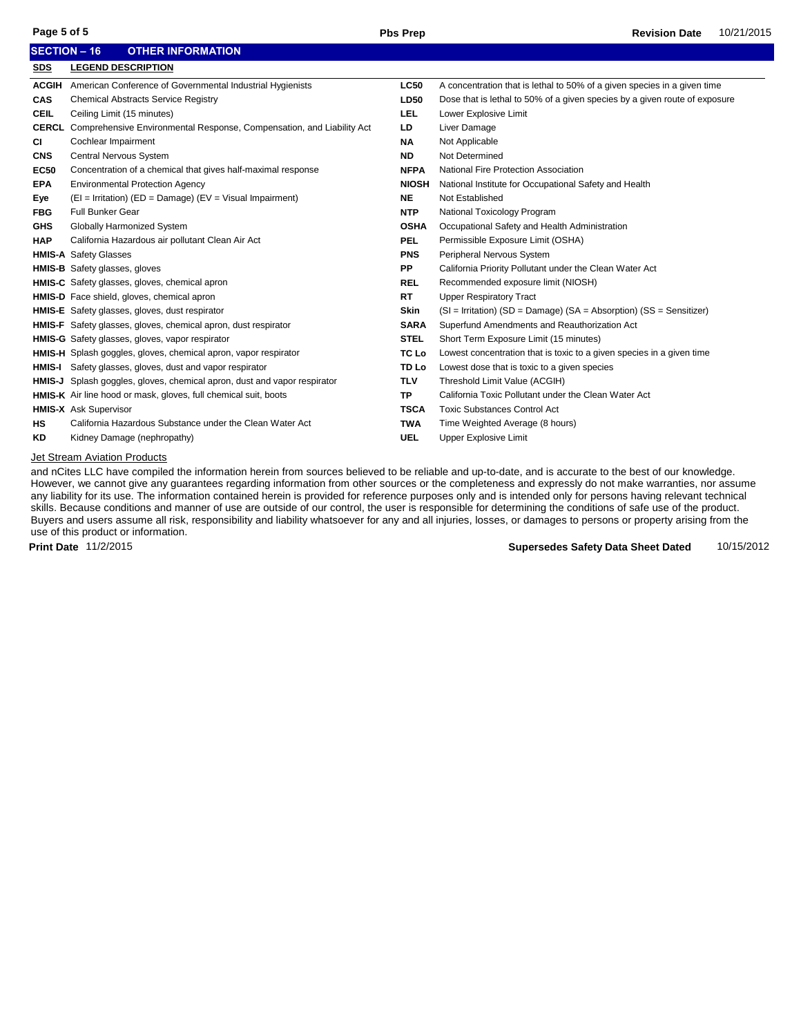## SECTION – 16 OTHER INFORMATION

| SDS | LEGEND DESCRIPTION | | |
|---|---|---|---|
| ACGIH | American Conference of Governmental Industrial Hygienists | LC50 | A concentration that is lethal to 50% of a given species in a given time |
| CAS | Chemical Abstracts Service Registry | LD50 | Dose that is lethal to 50% of a given species by a given route of exposure |
| CEIL | Ceiling Limit (15 minutes) | LEL | Lower Explosive Limit |
| CERCL | Comprehensive Environmental Response, Compensation, and Liability Act | LD | Liver Damage |
| CI | Cochlear Impairment | NA | Not Applicable |
| CNS | Central Nervous System | ND | Not Determined |
| EC50 | Concentration of a chemical that gives half-maximal response | NFPA | National Fire Protection Association |
| EPA | Environmental Protection Agency | NIOSH | National Institute for Occupational Safety and Health |
| Eye | (EI = Irritation) (ED = Damage) (EV = Visual Impairment) | NE | Not Established |
| FBG | Full Bunker Gear | NTP | National Toxicology Program |
| GHS | Globally Harmonized System | OSHA | Occupational Safety and Health Administration |
| HAP | California Hazardous air pollutant Clean Air Act | PEL | Permissible Exposure Limit (OSHA) |
| HMIS-A | Safety Glasses | PNS | Peripheral Nervous System |
| HMIS-B | Safety glasses, gloves | PP | California Priority Pollutant under the Clean Water Act |
| HMIS-C | Safety glasses, gloves, chemical apron | REL | Recommended exposure limit (NIOSH) |
| HMIS-D | Face shield, gloves, chemical apron | RT | Upper Respiratory Tract |
| HMIS-E | Safety glasses, gloves, dust respirator | Skin | (SI = Irritation) (SD = Damage) (SA = Absorption) (SS = Sensitizer) |
| HMIS-F | Safety glasses, gloves, chemical apron, dust respirator | SARA | Superfund Amendments and Reauthorization Act |
| HMIS-G | Safety glasses, gloves, vapor respirator | STEL | Short Term Exposure Limit (15 minutes) |
| HMIS-H | Splash goggles, gloves, chemical apron, vapor respirator | TC Lo | Lowest concentration that is toxic to a given species in a given time |
| HMIS-I | Safety glasses, gloves, dust and vapor respirator | TD Lo | Lowest dose that is toxic to a given species |
| HMIS-J | Splash goggles, gloves, chemical apron, dust and vapor respirator | TLV | Threshold Limit Value (ACGIH) |
| HMIS-K | Air line hood or mask, gloves, full chemical suit, boots | TP | California Toxic Pollutant under the Clean Water Act |
| HMIS-X | Ask Supervisor | TSCA | Toxic Substances Control Act |
| HS | California Hazardous Substance under the Clean Water Act | TWA | Time Weighted Average (8 hours) |
| KD | Kidney Damage (nephropathy) | UEL | Upper Explosive Limit |

Jet Stream Aviation Products

and nCites LLC have compiled the information herein from sources believed to be reliable and up-to-date, and is accurate to the best of our knowledge. However, we cannot give any guarantees regarding information from other sources or the completeness and expressly do not make warranties, nor assume any liability for its use. The information contained herein is provided for reference purposes only and is intended only for persons having relevant technical skills. Because conditions and manner of use are outside of our control, the user is responsible for determining the conditions of safe use of the product. Buyers and users assume all risk, responsibility and liability whatsoever for any and all injuries, losses, or damages to persons or property arising from the use of this product or information.

**Print Date** 11/2/2015 **Supersedes Safety Data Sheet Dated** 10/15/2012